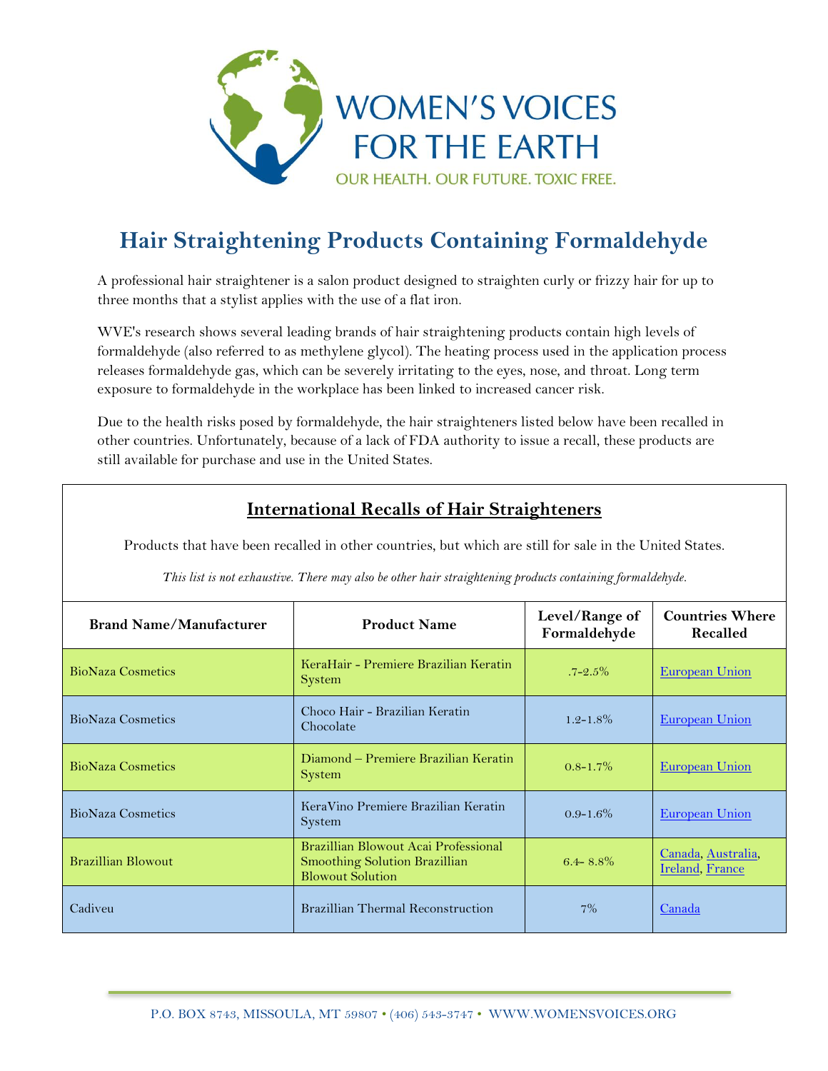WOMEN'S VOICES FOR THE EARTH

OUR HEALTH. OUR FUTURE. TOXIC FREE.

# Hair Straightening Products Containing Formaldehyde

A professional hair straightener is a salon product designed to straighten curly or frizzy hair for up to three months that a stylist applies with the use of a flat iron.

WVE's research shows several leading brands of hair straightening products contain high levels of formaldehyde (also referred to as methylene glycol). The heating process used in the application process releases formaldehyde gas, which can be severely irritating to the eyes, nose, and throat. Long term exposure to formaldehyde in the workplace has been linked to increased cancer risk.

Due to the health risks posed by formaldehyde, the hair straighteners listed below have been recalled in other countries. Unfortunately, because of a lack of FDA authority to issue a recall, these products are still available for purchase and use in the United States.

## International Recalls of Hair Straighteners

Products that have been recalled in other countries, but which are still for sale in the United States.

*This list is not exhaustive. There may also be other hair straightening products containing formaldehyde.*

| Brand Name/Manufacturer | Product Name | Level/Range of Formaldehyde | Countries Where Recalled |
|---|---|---|---|
| BioNaza Cosmetics | KeraHair - Premiere Brazilian Keratin System | .7-2.5% | European Union |
| BioNaza Cosmetics | Choco Hair - Brazilian Keratin Chocolate | 1.2-1.8% | European Union |
| BioNaza Cosmetics | Diamond – Premiere Brazilian Keratin System | 0.8-1.7% | European Union |
| BioNaza Cosmetics | KeraVino Premiere Brazilian Keratin System | 0.9-1.6% | European Union |
| Brazillian Blowout | Brazillian Blowout Acai Professional Smoothing Solution Brazillian Blowout Solution | 6.4- 8.8% | Canada, Australia, Ireland, France |
| Cadiveu | Brazillian Thermal Reconstruction | 7% | Canada |

P.O. BOX 8743, MISSOULA, MT 59807 • (406) 543-3747 • WWW.WOMENSVOICES.ORG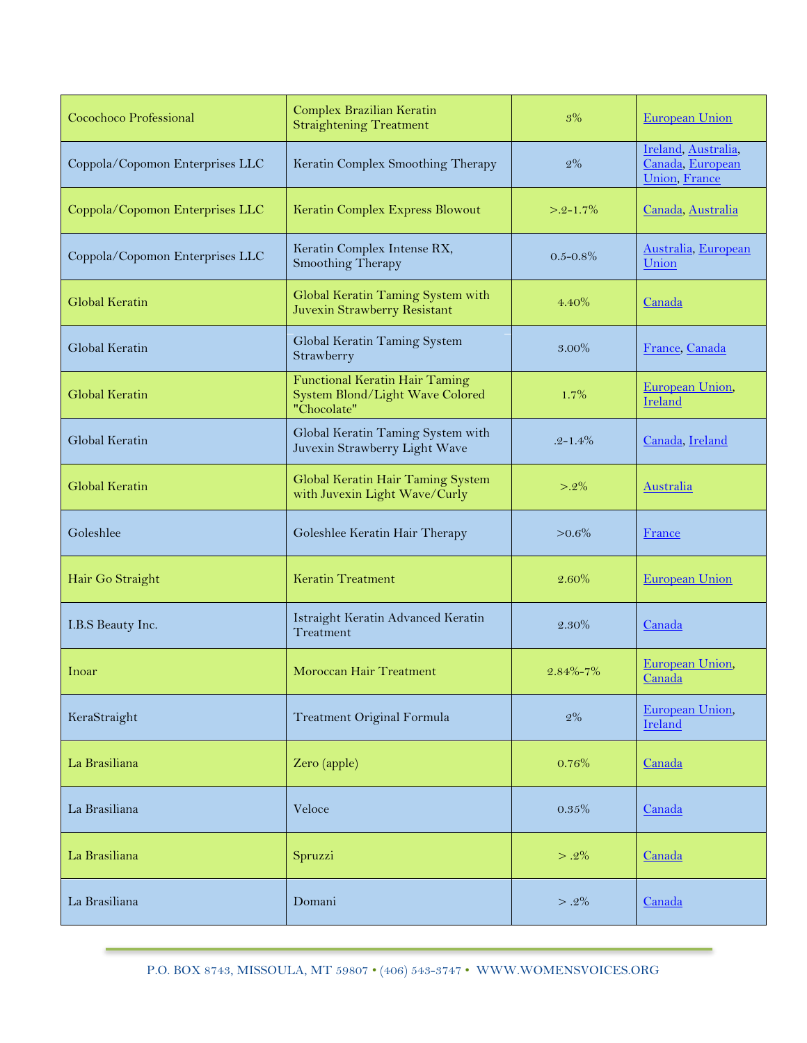| Cocochoco Professional | Complex Brazilian Keratin Straightening Treatment | 3% | European Union |
|---|---|---|---|
| Coppola/Copomon Enterprises LLC | Keratin Complex Smoothing Therapy | 2% | Ireland, Australia, Canada, European Union, France |
| Coppola/Copomon Enterprises LLC | Keratin Complex Express Blowout | >.2-1.7% | Canada, Australia |
| Coppola/Copomon Enterprises LLC | Keratin Complex Intense RX, Smoothing Therapy | 0.5-0.8% | Australia, European Union |
| Global Keratin | Global Keratin Taming System with Juvexin Strawberry Resistant | 4.40% | Canada |
| Global Keratin | Global Keratin Taming System Strawberry | 3.00% | France, Canada |
| Global Keratin | Functional Keratin Hair Taming System Blond/Light Wave Colored "Chocolate" | 1.7% | European Union, Ireland |
| Global Keratin | Global Keratin Taming System with Juvexin Strawberry Light Wave | .2-1.4% | Canada, Ireland |
| Global Keratin | Global Keratin Hair Taming System with Juvexin Light Wave/Curly | >.2% | Australia |
| Goleshlee | Goleshlee Keratin Hair Therapy | >0.6% | France |
| Hair Go Straight | Keratin Treatment | 2.60% | European Union |
| I.B.S Beauty Inc. | Istraight Keratin Advanced Keratin Treatment | 2.30% | Canada |
| Inoar | Moroccan Hair Treatment | 2.84%-7% | European Union, Canada |
| KeraStraight | Treatment Original Formula | 2% | European Union, Ireland |
| La Brasiliana | Zero (apple) | 0.76% | Canada |
| La Brasiliana | Veloce | 0.35% | Canada |
| La Brasiliana | Spruzzi | > .2% | Canada |
| La Brasiliana | Domani | > .2% | Canada |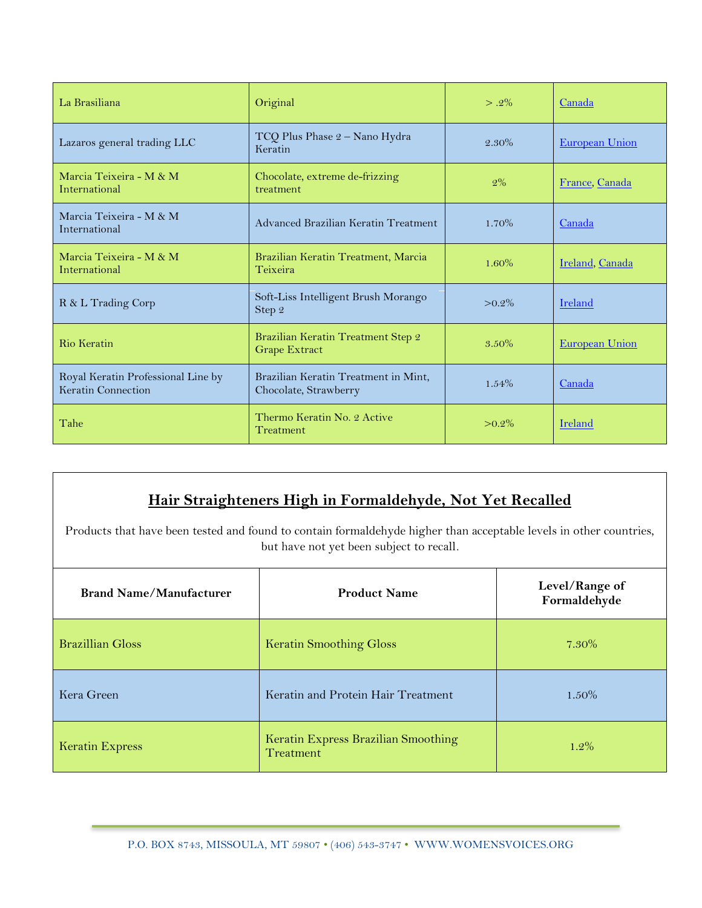| | | | |
|---|---|---|---|
| La Brasiliana | Original | > .2% | Canada |
| Lazaros general trading LLC | TCQ Plus Phase 2 – Nano Hydra Keratin | 2.30% | European Union |
| Marcia Teixeira - M & M International | Chocolate, extreme de-frizzing treatment | 2% | France, Canada |
| Marcia Teixeira - M & M International | Advanced Brazilian Keratin Treatment | 1.70% | Canada |
| Marcia Teixeira - M & M International | Brazilian Keratin Treatment, Marcia Teixeira | 1.60% | Ireland, Canada |
| R & L Trading Corp | Soft-Liss Intelligent Brush Morango Step 2 | >0.2% | Ireland |
| Rio Keratin | Brazilian Keratin Treatment Step 2 Grape Extract | 3.50% | European Union |
| Royal Keratin Professional Line by Keratin Connection | Brazilian Keratin Treatment in Mint, Chocolate, Strawberry | 1.54% | Canada |
| Tahe | Thermo Keratin No. 2 Active Treatment | >0.2% | Ireland |

## Hair Straighteners High in Formaldehyde, Not Yet Recalled

Products that have been tested and found to contain formaldehyde higher than acceptable levels in other countries, but have not yet been subject to recall.

| Brand Name/Manufacturer | Product Name | Level/Range of Formaldehyde |
|---|---|---|
| Brazillian Gloss | Keratin Smoothing Gloss | 7.30% |
| Kera Green | Keratin and Protein Hair Treatment | 1.50% |
| Keratin Express | Keratin Express Brazilian Smoothing Treatment | 1.2% |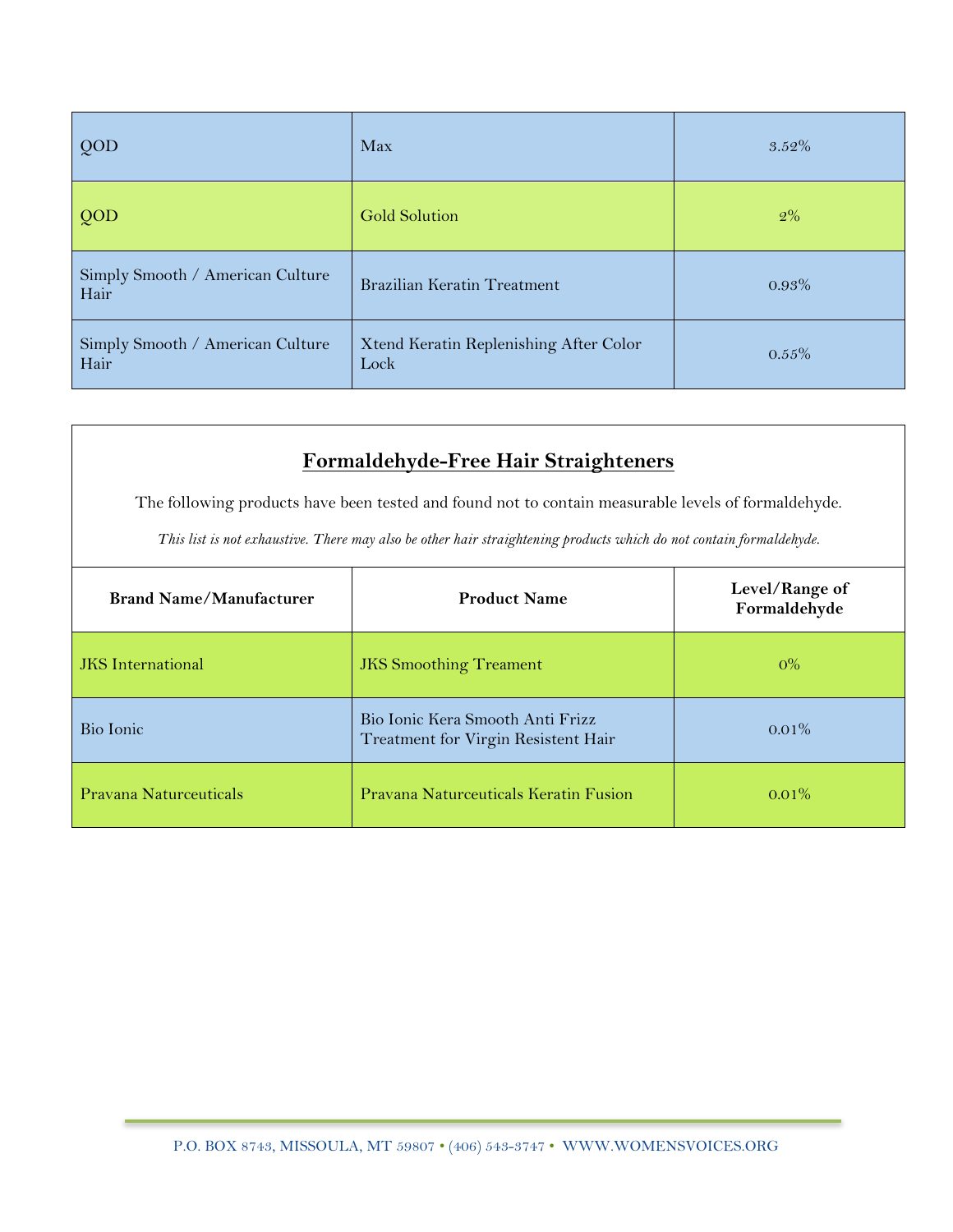| | | |
|---|---|---|
| QOD | Max | 3.52% |
| QOD | Gold Solution | 2% |
| Simply Smooth / American Culture Hair | Brazilian Keratin Treatment | 0.93% |
| Simply Smooth / American Culture Hair | Xtend Keratin Replenishing After Color Lock | 0.55% |

## Formaldehyde-Free Hair Straighteners

The following products have been tested and found not to contain measurable levels of formaldehyde.

*This list is not exhaustive. There may also be other hair straightening products which do not contain formaldehyde.*

| Brand Name/Manufacturer | Product Name | Level/Range of Formaldehyde |
|---|---|---|
| JKS International | JKS Smoothing Treament | 0% |
| Bio Ionic | Bio Ionic Kera Smooth Anti Frizz Treatment for Virgin Resistent Hair | 0.01% |
| Pravana Naturceuticals | Pravana Naturceuticals Keratin Fusion | 0.01% |